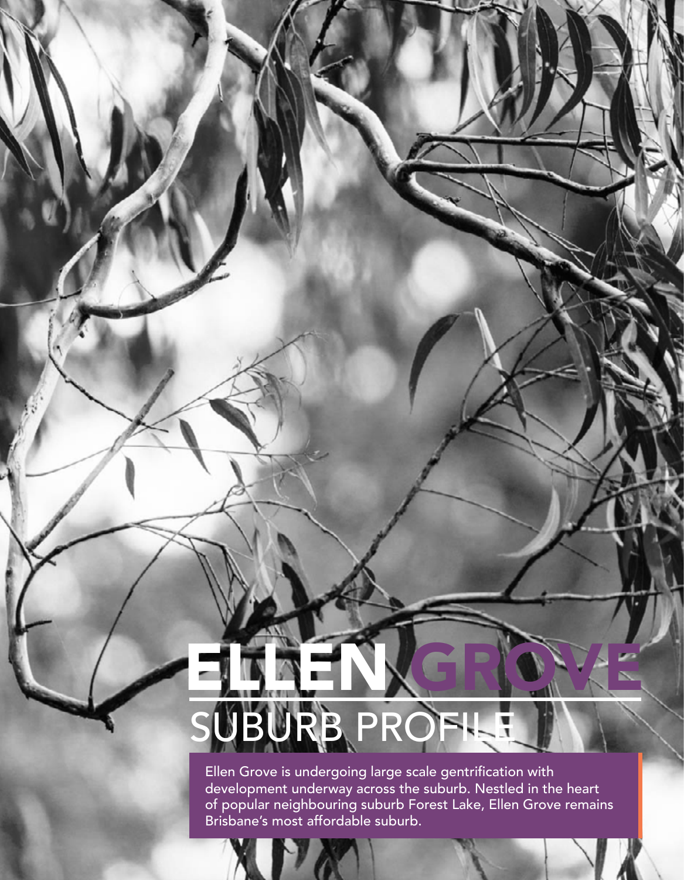# ELLEN GROVE

## SUBURB PROFILE

Ellen Grove is undergoing large scale gentrification with development underway across the suburb. Nestled in the heart of popular neighbouring suburb Forest Lake, Ellen Grove remains Brisbane's most affordable suburb.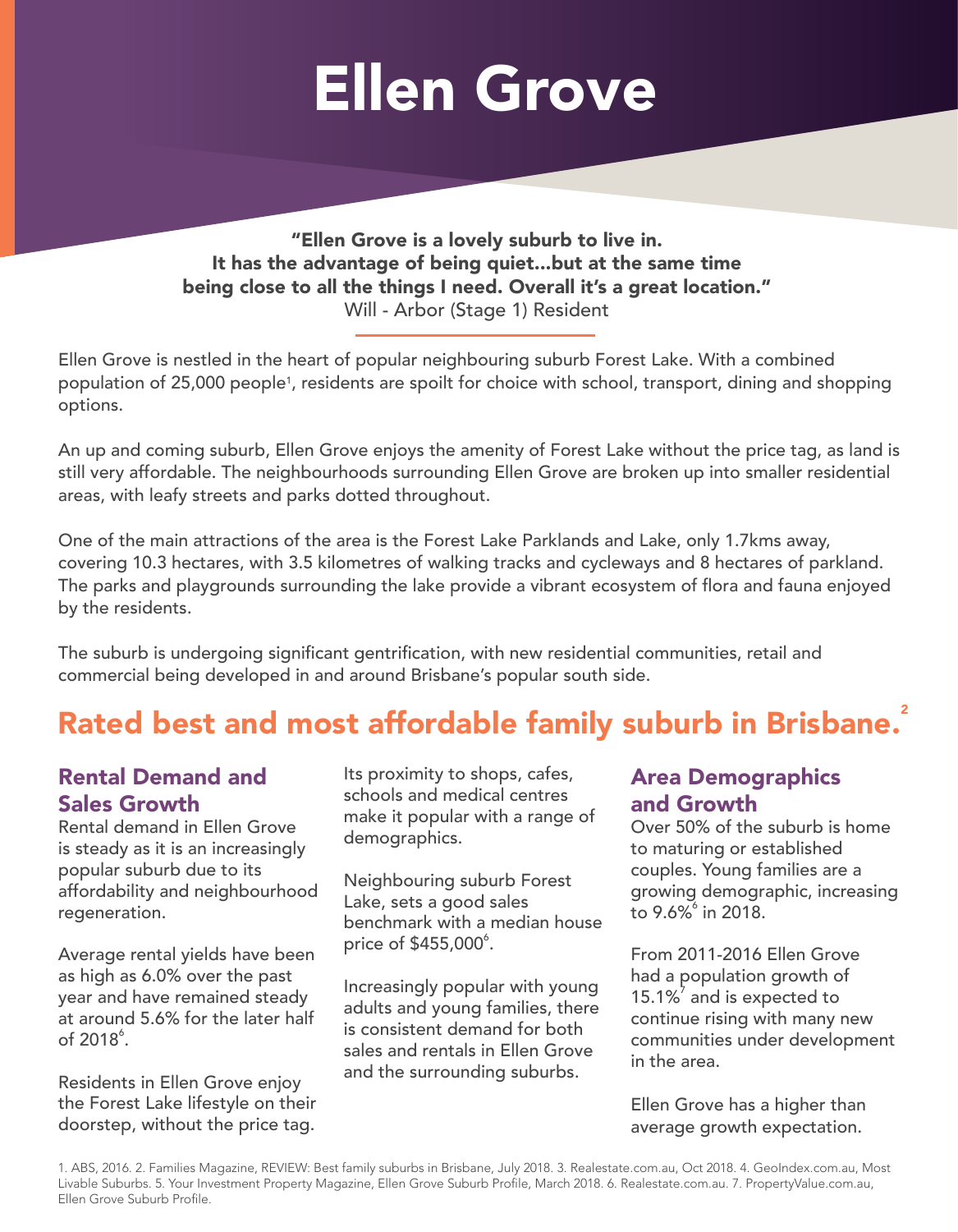# Ellen Grove

**"Ellen Grove is a lovely suburb to live in. It has the advantage of being quiet...but at the same time being close to all the things I need. Overall it's a great location."**
Will - Arbor (Stage 1) Resident

Ellen Grove is nestled in the heart of popular neighbouring suburb Forest Lake. With a combined population of 25,000 people[1], residents are spoilt for choice with school, transport, dining and shopping options.

An up and coming suburb, Ellen Grove enjoys the amenity of Forest Lake without the price tag, as land is still very affordable. The neighbourhoods surrounding Ellen Grove are broken up into smaller residential areas, with leafy streets and parks dotted throughout.

One of the main attractions of the area is the Forest Lake Parklands and Lake, only 1.7kms away, covering 10.3 hectares, with 3.5 kilometres of walking tracks and cycleways and 8 hectares of parkland. The parks and playgrounds surrounding the lake provide a vibrant ecosystem of flora and fauna enjoyed by the residents.

The suburb is undergoing significant gentrification, with new residential communities, retail and commercial being developed in and around Brisbane's popular south side.

## Rated best and most affordable family suburb in Brisbane.[2]

### Rental Demand and Sales Growth

Rental demand in Ellen Grove is steady as it is an increasingly popular suburb due to its affordability and neighbourhood regeneration.

Average rental yields have been as high as 6.0% over the past year and have remained steady at around 5.6% for the later half of 2018[6].

Residents in Ellen Grove enjoy the Forest Lake lifestyle on their doorstep, without the price tag.

Its proximity to shops, cafes, schools and medical centres make it popular with a range of demographics.

Neighbouring suburb Forest Lake, sets a good sales benchmark with a median house price of $455,000[6].

Increasingly popular with young adults and young families, there is consistent demand for both sales and rentals in Ellen Grove and the surrounding suburbs.

### Area Demographics and Growth

Over 50% of the suburb is home to maturing or established couples. Young families are a growing demographic, increasing to 9.6%[6] in 2018.

From 2011-2016 Ellen Grove had a population growth of 15.1%[7] and is expected to continue rising with many new communities under development in the area.

Ellen Grove has a higher than average growth expectation.

1. ABS, 2016. 2. Families Magazine, REVIEW: Best family suburbs in Brisbane, July 2018. 3. Realestate.com.au, Oct 2018. 4. GeoIndex.com.au, Most Livable Suburbs. 5. Your Investment Property Magazine, Ellen Grove Suburb Profile, March 2018. 6. Realestate.com.au. 7. PropertyValue.com.au, Ellen Grove Suburb Profile.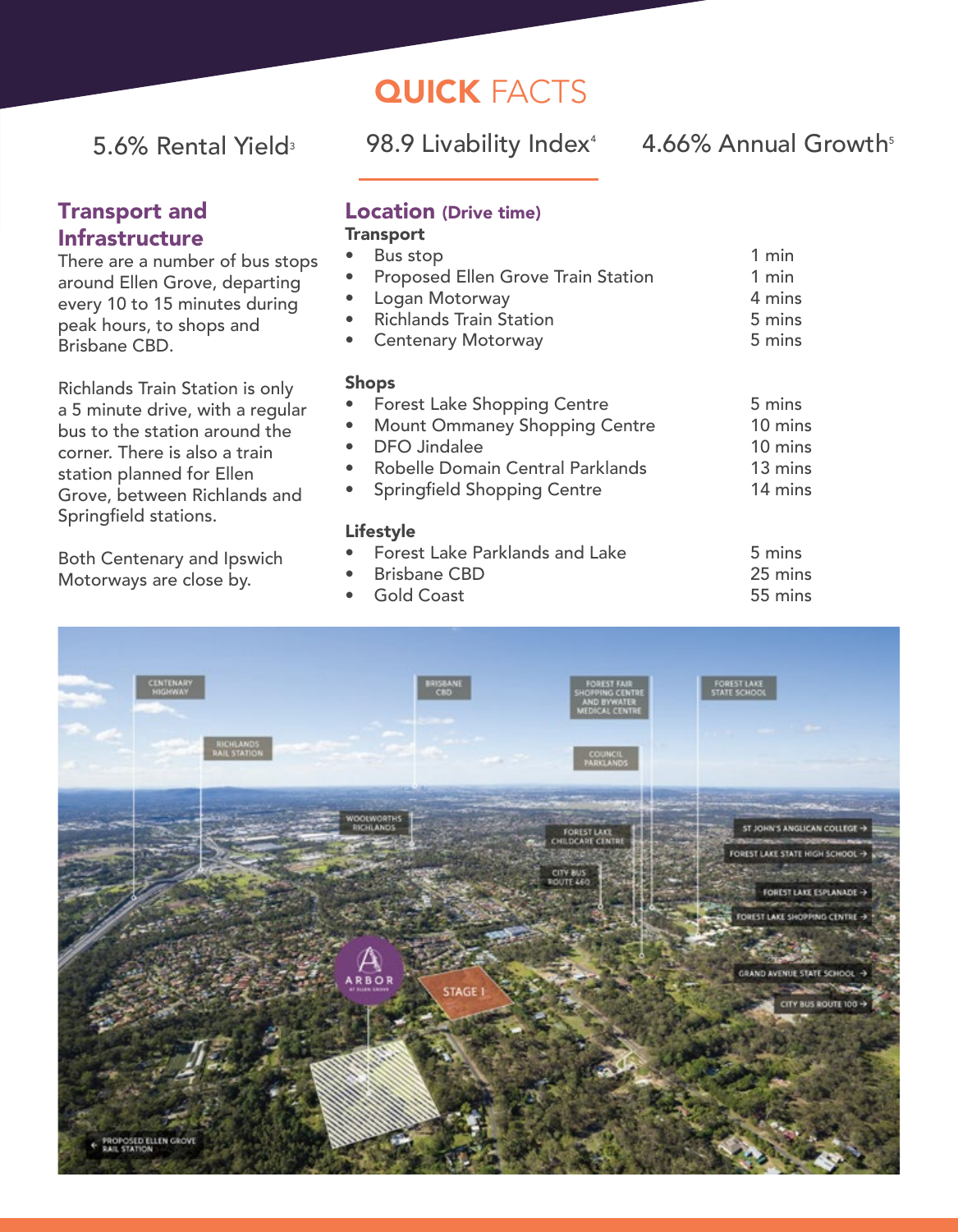# QUICK FACTS

5.6% Rental Yield[3]

98.9 Livability Index[4]

4.66% Annual Growth[5]

## Transport and Infrastructure

There are a number of bus stops around Ellen Grove, departing every 10 to 15 minutes during peak hours, to shops and Brisbane CBD.

Richlands Train Station is only a 5 minute drive, with a regular bus to the station around the corner. There is also a train station planned for Ellen Grove, between Richlands and Springfield stations.

Both Centenary and Ipswich Motorways are close by.

## Location (Drive time)

### Transport

| | |
|---|---|
| • Bus stop | 1 min |
| • Proposed Ellen Grove Train Station | 1 min |
| • Logan Motorway | 4 mins |
| • Richlands Train Station | 5 mins |
| • Centenary Motorway | 5 mins |

### Shops

| | |
|---|---|
| • Forest Lake Shopping Centre | 5 mins |
| • Mount Ommaney Shopping Centre | 10 mins |
| • DFO Jindalee | 10 mins |
| • Robelle Domain Central Parklands | 13 mins |
| • Springfield Shopping Centre | 14 mins |

### Lifestyle

| | |
|---|---|
| • Forest Lake Parklands and Lake | 5 mins |
| • Brisbane CBD | 25 mins |
| • Gold Coast | 55 mins |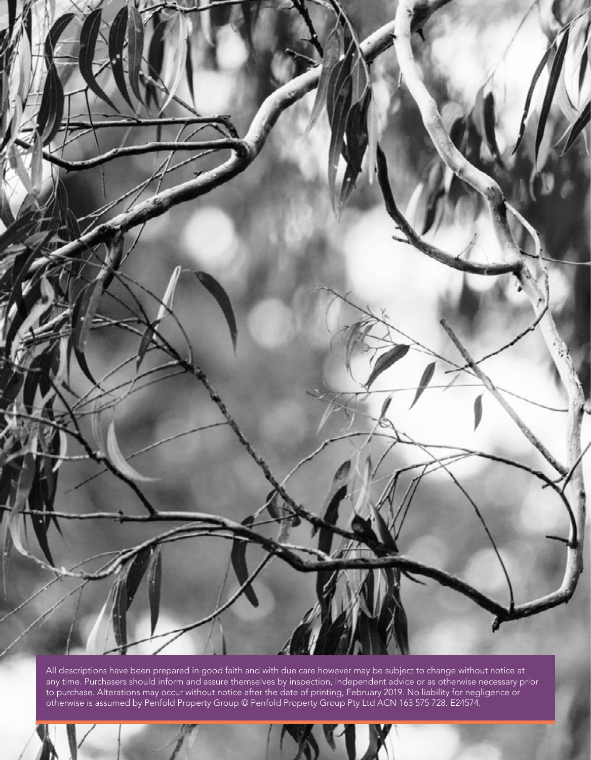All descriptions have been prepared in good faith and with due care however may be subject to change without notice at any time. Purchasers should inform and assure themselves by inspection, independent advice or as otherwise necessary prior to purchase. Alterations may occur without notice after the date of printing, February 2019. No liability for negligence or otherwise is assumed by Penfold Property Group © Penfold Property Group Pty Ltd ACN 163 575 728. E24574.